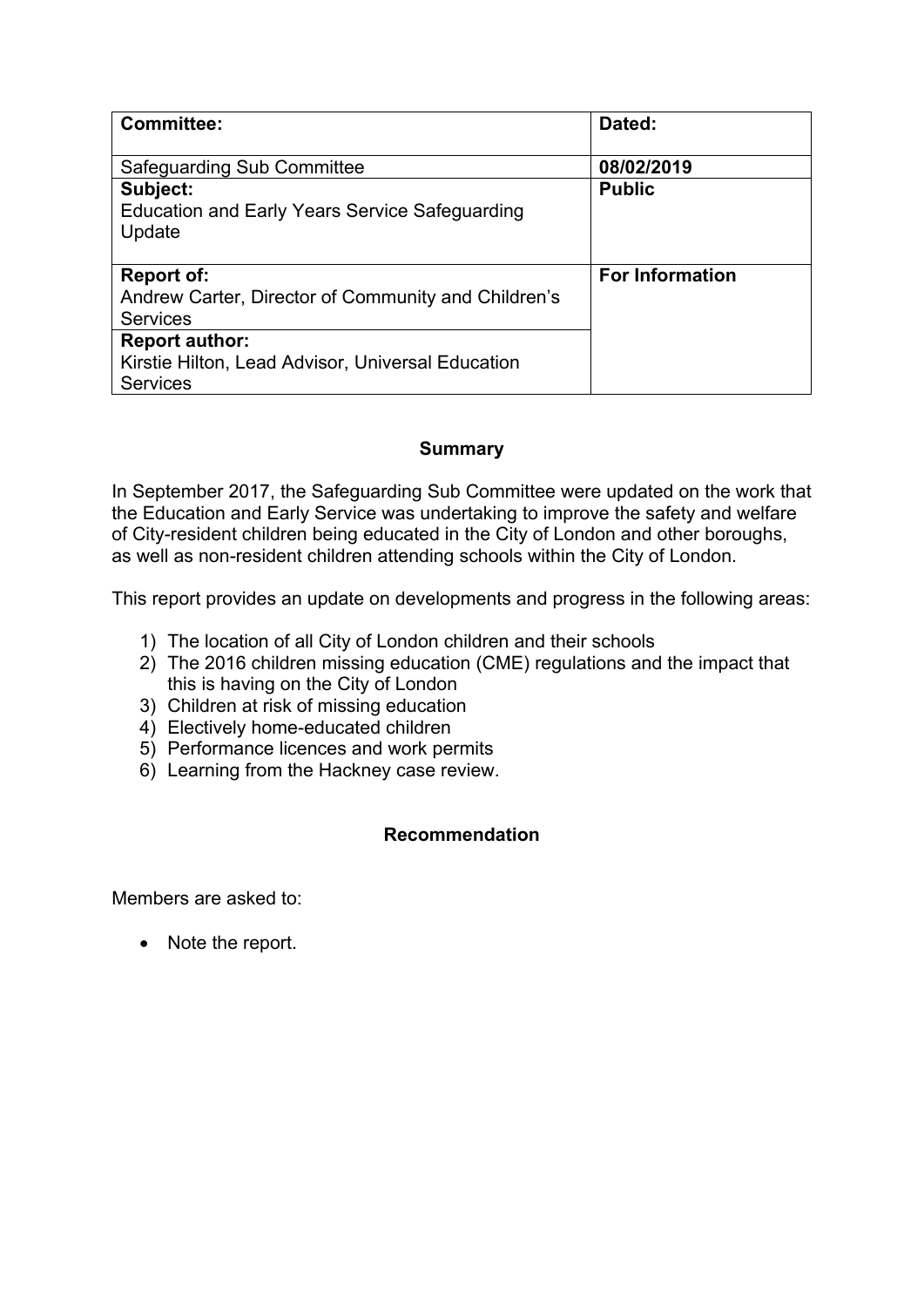| **Committee:** | **Dated:** |
| --- | --- |
| Safeguarding Sub Committee | **08/02/2019** |
| **Subject:** Education and Early Years Service Safeguarding Update | **Public** |
| **Report of:** Andrew Carter, Director of Community and Children's Services | **For Information** |
| **Report author:** Kirstie Hilton, Lead Advisor, Universal Education Services | |

## Summary

In September 2017, the Safeguarding Sub Committee were updated on the work that the Education and Early Service was undertaking to improve the safety and welfare of City-resident children being educated in the City of London and other boroughs, as well as non-resident children attending schools within the City of London.

This report provides an update on developments and progress in the following areas:

1) The location of all City of London children and their schools
2) The 2016 children missing education (CME) regulations and the impact that this is having on the City of London
3) Children at risk of missing education
4) Electively home-educated children
5) Performance licences and work permits
6) Learning from the Hackney case review.

## Recommendation

Members are asked to:

- Note the report.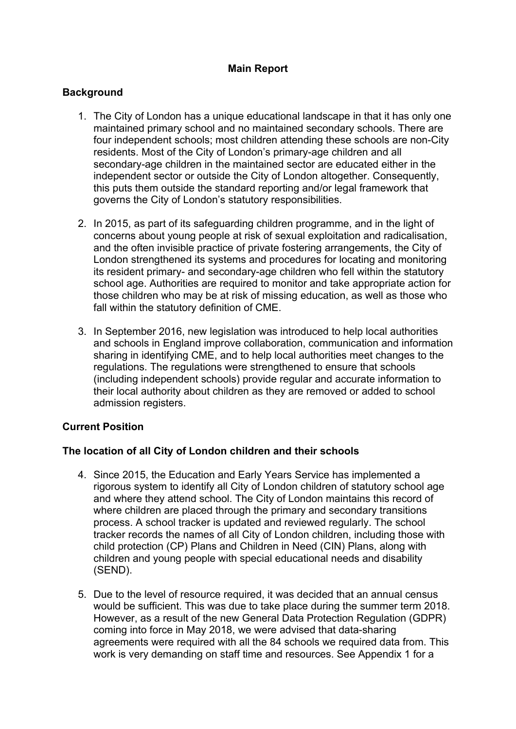## Main Report

### Background

1. The City of London has a unique educational landscape in that it has only one maintained primary school and no maintained secondary schools. There are four independent schools; most children attending these schools are non-City residents. Most of the City of London's primary-age children and all secondary-age children in the maintained sector are educated either in the independent sector or outside the City of London altogether. Consequently, this puts them outside the standard reporting and/or legal framework that governs the City of London's statutory responsibilities.

2. In 2015, as part of its safeguarding children programme, and in the light of concerns about young people at risk of sexual exploitation and radicalisation, and the often invisible practice of private fostering arrangements, the City of London strengthened its systems and procedures for locating and monitoring its resident primary- and secondary-age children who fell within the statutory school age. Authorities are required to monitor and take appropriate action for those children who may be at risk of missing education, as well as those who fall within the statutory definition of CME.

3. In September 2016, new legislation was introduced to help local authorities and schools in England improve collaboration, communication and information sharing in identifying CME, and to help local authorities meet changes to the regulations. The regulations were strengthened to ensure that schools (including independent schools) provide regular and accurate information to their local authority about children as they are removed or added to school admission registers.

### Current Position

#### The location of all City of London children and their schools

4. Since 2015, the Education and Early Years Service has implemented a rigorous system to identify all City of London children of statutory school age and where they attend school. The City of London maintains this record of where children are placed through the primary and secondary transitions process. A school tracker is updated and reviewed regularly. The school tracker records the names of all City of London children, including those with child protection (CP) Plans and Children in Need (CIN) Plans, along with children and young people with special educational needs and disability (SEND).

5. Due to the level of resource required, it was decided that an annual census would be sufficient. This was due to take place during the summer term 2018. However, as a result of the new General Data Protection Regulation (GDPR) coming into force in May 2018, we were advised that data-sharing agreements were required with all the 84 schools we required data from. This work is very demanding on staff time and resources. See Appendix 1 for a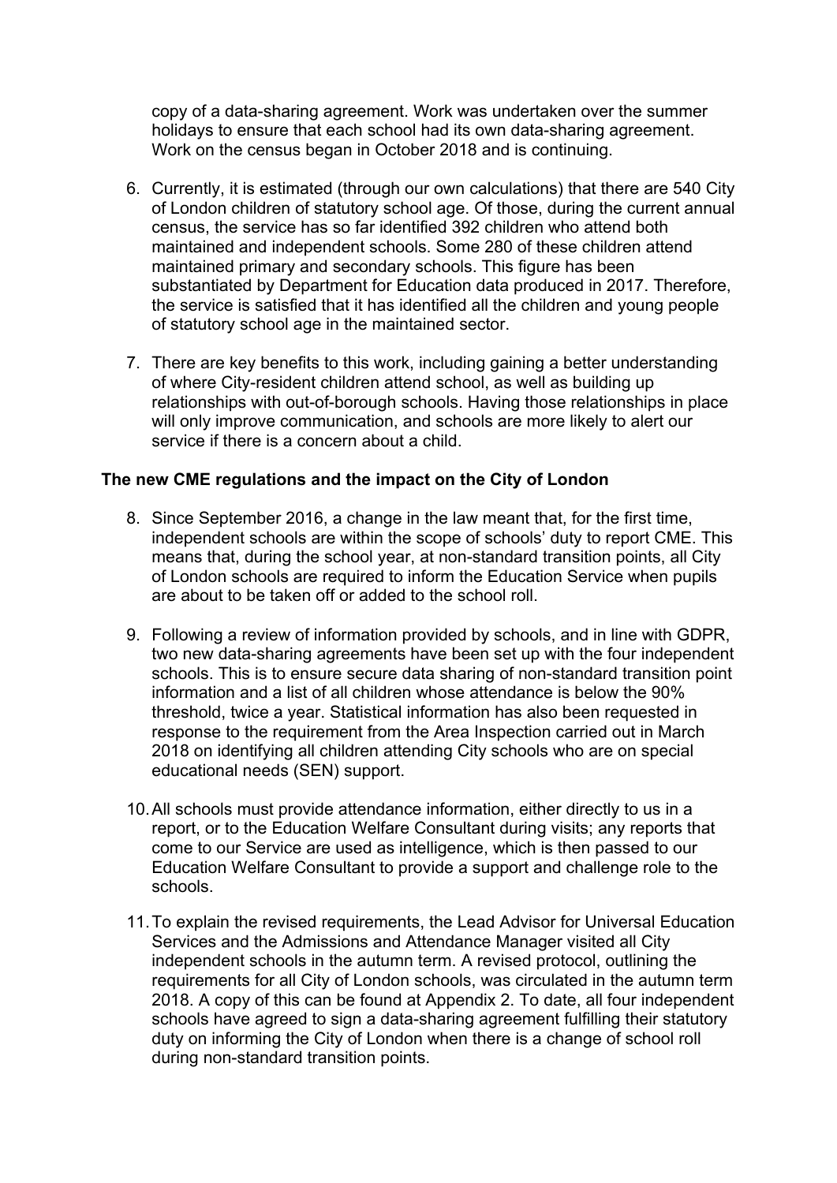copy of a data-sharing agreement. Work was undertaken over the summer holidays to ensure that each school had its own data-sharing agreement. Work on the census began in October 2018 and is continuing.

6. Currently, it is estimated (through our own calculations) that there are 540 City of London children of statutory school age. Of those, during the current annual census, the service has so far identified 392 children who attend both maintained and independent schools. Some 280 of these children attend maintained primary and secondary schools. This figure has been substantiated by Department for Education data produced in 2017. Therefore, the service is satisfied that it has identified all the children and young people of statutory school age in the maintained sector.

7. There are key benefits to this work, including gaining a better understanding of where City-resident children attend school, as well as building up relationships with out-of-borough schools. Having those relationships in place will only improve communication, and schools are more likely to alert our service if there is a concern about a child.

**The new CME regulations and the impact on the City of London**

8. Since September 2016, a change in the law meant that, for the first time, independent schools are within the scope of schools' duty to report CME. This means that, during the school year, at non-standard transition points, all City of London schools are required to inform the Education Service when pupils are about to be taken off or added to the school roll.

9. Following a review of information provided by schools, and in line with GDPR, two new data-sharing agreements have been set up with the four independent schools. This is to ensure secure data sharing of non-standard transition point information and a list of all children whose attendance is below the 90% threshold, twice a year. Statistical information has also been requested in response to the requirement from the Area Inspection carried out in March 2018 on identifying all children attending City schools who are on special educational needs (SEN) support.

10. All schools must provide attendance information, either directly to us in a report, or to the Education Welfare Consultant during visits; any reports that come to our Service are used as intelligence, which is then passed to our Education Welfare Consultant to provide a support and challenge role to the schools.

11. To explain the revised requirements, the Lead Advisor for Universal Education Services and the Admissions and Attendance Manager visited all City independent schools in the autumn term. A revised protocol, outlining the requirements for all City of London schools, was circulated in the autumn term 2018. A copy of this can be found at Appendix 2. To date, all four independent schools have agreed to sign a data-sharing agreement fulfilling their statutory duty on informing the City of London when there is a change of school roll during non-standard transition points.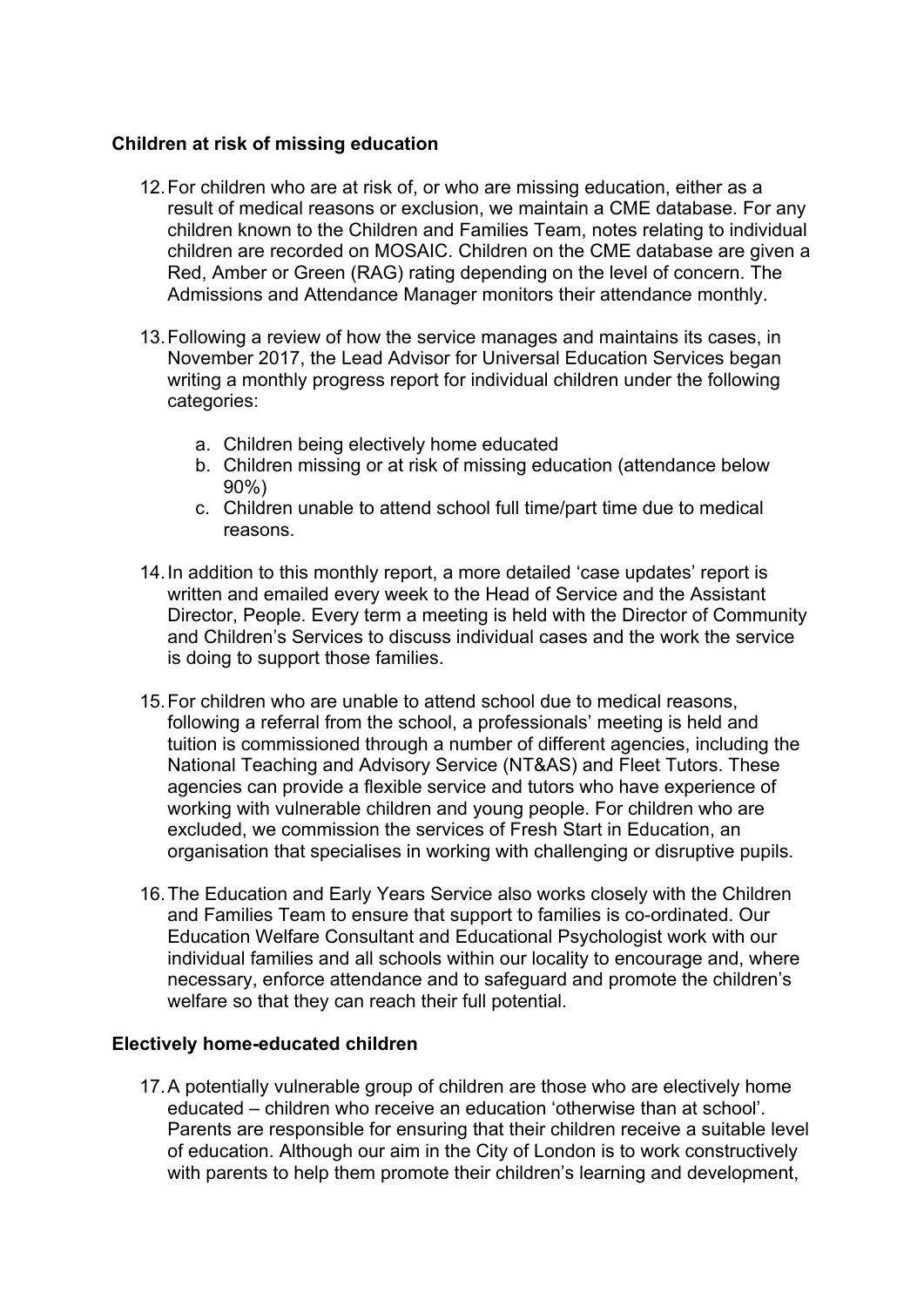**Children at risk of missing education**

12. For children who are at risk of, or who are missing education, either as a result of medical reasons or exclusion, we maintain a CME database. For any children known to the Children and Families Team, notes relating to individual children are recorded on MOSAIC. Children on the CME database are given a Red, Amber or Green (RAG) rating depending on the level of concern. The Admissions and Attendance Manager monitors their attendance monthly.

13. Following a review of how the service manages and maintains its cases, in November 2017, the Lead Advisor for Universal Education Services began writing a monthly progress report for individual children under the following categories:

    a. Children being electively home educated
    b. Children missing or at risk of missing education (attendance below 90%)
    c. Children unable to attend school full time/part time due to medical reasons.

14. In addition to this monthly report, a more detailed 'case updates' report is written and emailed every week to the Head of Service and the Assistant Director, People. Every term a meeting is held with the Director of Community and Children's Services to discuss individual cases and the work the service is doing to support those families.

15. For children who are unable to attend school due to medical reasons, following a referral from the school, a professionals' meeting is held and tuition is commissioned through a number of different agencies, including the National Teaching and Advisory Service (NT&AS) and Fleet Tutors. These agencies can provide a flexible service and tutors who have experience of working with vulnerable children and young people. For children who are excluded, we commission the services of Fresh Start in Education, an organisation that specialises in working with challenging or disruptive pupils.

16. The Education and Early Years Service also works closely with the Children and Families Team to ensure that support to families is co-ordinated. Our Education Welfare Consultant and Educational Psychologist work with our individual families and all schools within our locality to encourage and, where necessary, enforce attendance and to safeguard and promote the children's welfare so that they can reach their full potential.

**Electively home-educated children**

17. A potentially vulnerable group of children are those who are electively home educated – children who receive an education 'otherwise than at school'. Parents are responsible for ensuring that their children receive a suitable level of education. Although our aim in the City of London is to work constructively with parents to help them promote their children's learning and development,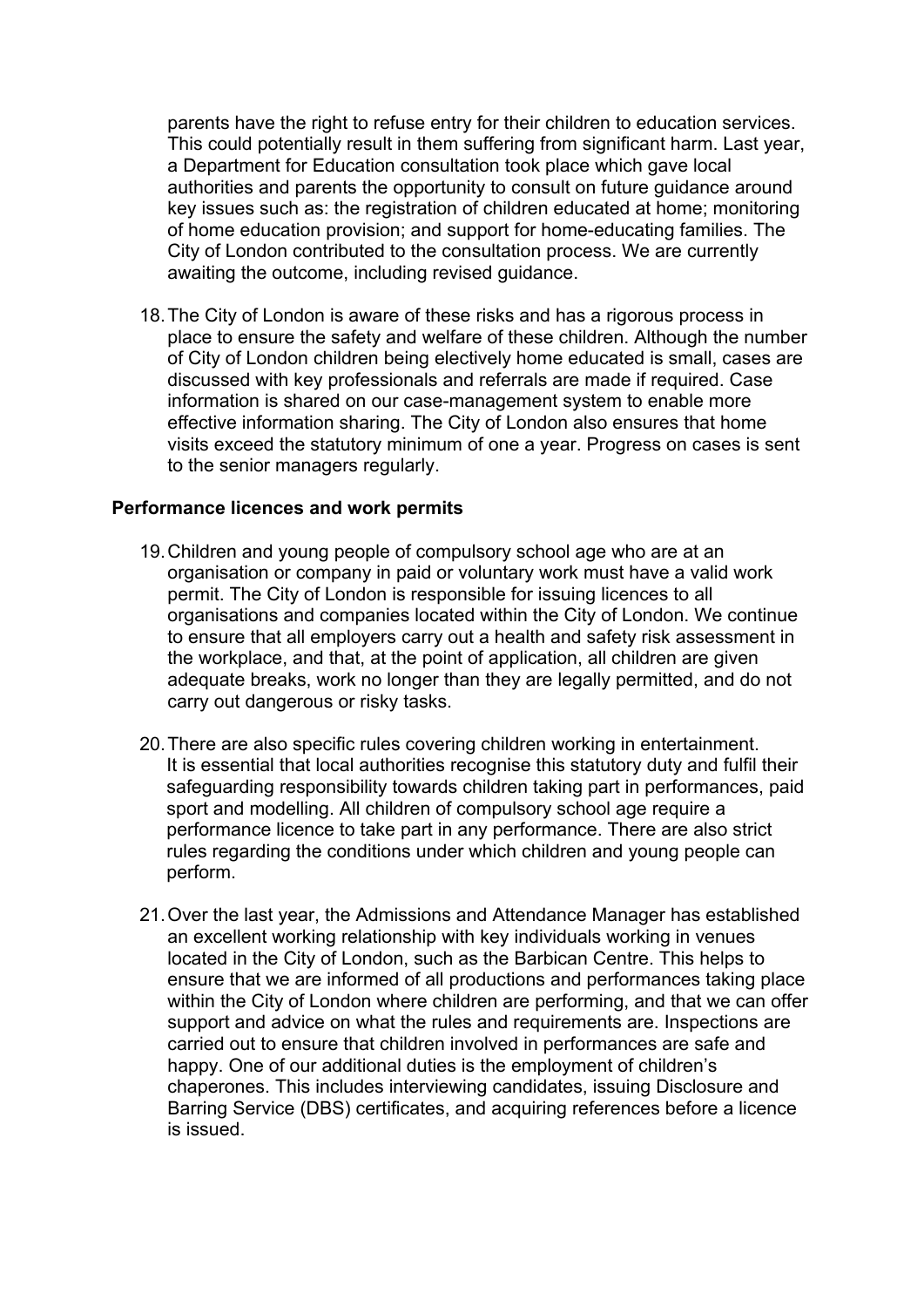parents have the right to refuse entry for their children to education services. This could potentially result in them suffering from significant harm. Last year, a Department for Education consultation took place which gave local authorities and parents the opportunity to consult on future guidance around key issues such as: the registration of children educated at home; monitoring of home education provision; and support for home-educating families. The City of London contributed to the consultation process. We are currently awaiting the outcome, including revised guidance.

18. The City of London is aware of these risks and has a rigorous process in place to ensure the safety and welfare of these children. Although the number of City of London children being electively home educated is small, cases are discussed with key professionals and referrals are made if required. Case information is shared on our case-management system to enable more effective information sharing. The City of London also ensures that home visits exceed the statutory minimum of one a year. Progress on cases is sent to the senior managers regularly.

**Performance licences and work permits**

19. Children and young people of compulsory school age who are at an organisation or company in paid or voluntary work must have a valid work permit. The City of London is responsible for issuing licences to all organisations and companies located within the City of London. We continue to ensure that all employers carry out a health and safety risk assessment in the workplace, and that, at the point of application, all children are given adequate breaks, work no longer than they are legally permitted, and do not carry out dangerous or risky tasks.

20. There are also specific rules covering children working in entertainment. It is essential that local authorities recognise this statutory duty and fulfil their safeguarding responsibility towards children taking part in performances, paid sport and modelling. All children of compulsory school age require a performance licence to take part in any performance. There are also strict rules regarding the conditions under which children and young people can perform.

21. Over the last year, the Admissions and Attendance Manager has established an excellent working relationship with key individuals working in venues located in the City of London, such as the Barbican Centre. This helps to ensure that we are informed of all productions and performances taking place within the City of London where children are performing, and that we can offer support and advice on what the rules and requirements are. Inspections are carried out to ensure that children involved in performances are safe and happy. One of our additional duties is the employment of children's chaperones. This includes interviewing candidates, issuing Disclosure and Barring Service (DBS) certificates, and acquiring references before a licence is issued.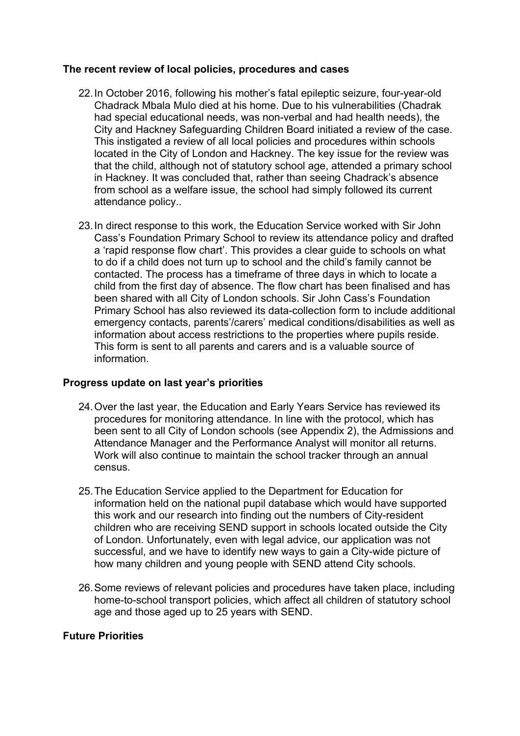**The recent review of local policies, procedures and cases**

22. In October 2016, following his mother's fatal epileptic seizure, four-year-old Chadrack Mbala Mulo died at his home. Due to his vulnerabilities (Chadrak had special educational needs, was non-verbal and had health needs), the City and Hackney Safeguarding Children Board initiated a review of the case. This instigated a review of all local policies and procedures within schools located in the City of London and Hackney. The key issue for the review was that the child, although not of statutory school age, attended a primary school in Hackney. It was concluded that, rather than seeing Chadrack's absence from school as a welfare issue, the school had simply followed its current attendance policy..

23. In direct response to this work, the Education Service worked with Sir John Cass's Foundation Primary School to review its attendance policy and drafted a 'rapid response flow chart'. This provides a clear guide to schools on what to do if a child does not turn up to school and the child's family cannot be contacted. The process has a timeframe of three days in which to locate a child from the first day of absence. The flow chart has been finalised and has been shared with all City of London schools. Sir John Cass's Foundation Primary School has also reviewed its data-collection form to include additional emergency contacts, parents'/carers' medical conditions/disabilities as well as information about access restrictions to the properties where pupils reside. This form is sent to all parents and carers and is a valuable source of information.

**Progress update on last year's priorities**

24. Over the last year, the Education and Early Years Service has reviewed its procedures for monitoring attendance. In line with the protocol, which has been sent to all City of London schools (see Appendix 2), the Admissions and Attendance Manager and the Performance Analyst will monitor all returns. Work will also continue to maintain the school tracker through an annual census.

25. The Education Service applied to the Department for Education for information held on the national pupil database which would have supported this work and our research into finding out the numbers of City-resident children who are receiving SEND support in schools located outside the City of London. Unfortunately, even with legal advice, our application was not successful, and we have to identify new ways to gain a City-wide picture of how many children and young people with SEND attend City schools.

26. Some reviews of relevant policies and procedures have taken place, including home-to-school transport policies, which affect all children of statutory school age and those aged up to 25 years with SEND.

**Future Priorities**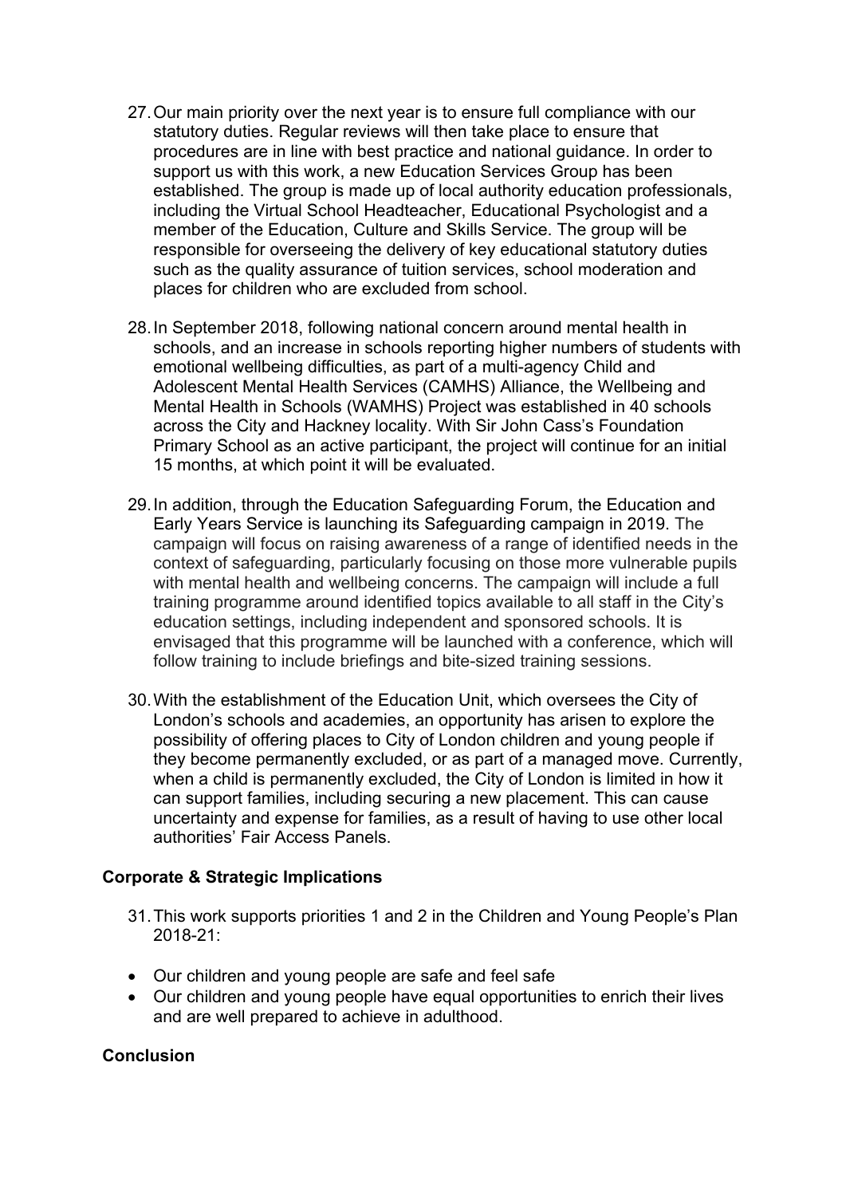27. Our main priority over the next year is to ensure full compliance with our statutory duties. Regular reviews will then take place to ensure that procedures are in line with best practice and national guidance. In order to support us with this work, a new Education Services Group has been established. The group is made up of local authority education professionals, including the Virtual School Headteacher, Educational Psychologist and a member of the Education, Culture and Skills Service. The group will be responsible for overseeing the delivery of key educational statutory duties such as the quality assurance of tuition services, school moderation and places for children who are excluded from school.

28. In September 2018, following national concern around mental health in schools, and an increase in schools reporting higher numbers of students with emotional wellbeing difficulties, as part of a multi-agency Child and Adolescent Mental Health Services (CAMHS) Alliance, the Wellbeing and Mental Health in Schools (WAMHS) Project was established in 40 schools across the City and Hackney locality. With Sir John Cass's Foundation Primary School as an active participant, the project will continue for an initial 15 months, at which point it will be evaluated.

29. In addition, through the Education Safeguarding Forum, the Education and Early Years Service is launching its Safeguarding campaign in 2019. The campaign will focus on raising awareness of a range of identified needs in the context of safeguarding, particularly focusing on those more vulnerable pupils with mental health and wellbeing concerns. The campaign will include a full training programme around identified topics available to all staff in the City's education settings, including independent and sponsored schools. It is envisaged that this programme will be launched with a conference, which will follow training to include briefings and bite-sized training sessions.

30. With the establishment of the Education Unit, which oversees the City of London's schools and academies, an opportunity has arisen to explore the possibility of offering places to City of London children and young people if they become permanently excluded, or as part of a managed move. Currently, when a child is permanently excluded, the City of London is limited in how it can support families, including securing a new placement. This can cause uncertainty and expense for families, as a result of having to use other local authorities' Fair Access Panels.

**Corporate & Strategic Implications**

31. This work supports priorities 1 and 2 in the Children and Young People's Plan 2018-21:

- Our children and young people are safe and feel safe
- Our children and young people have equal opportunities to enrich their lives and are well prepared to achieve in adulthood.

**Conclusion**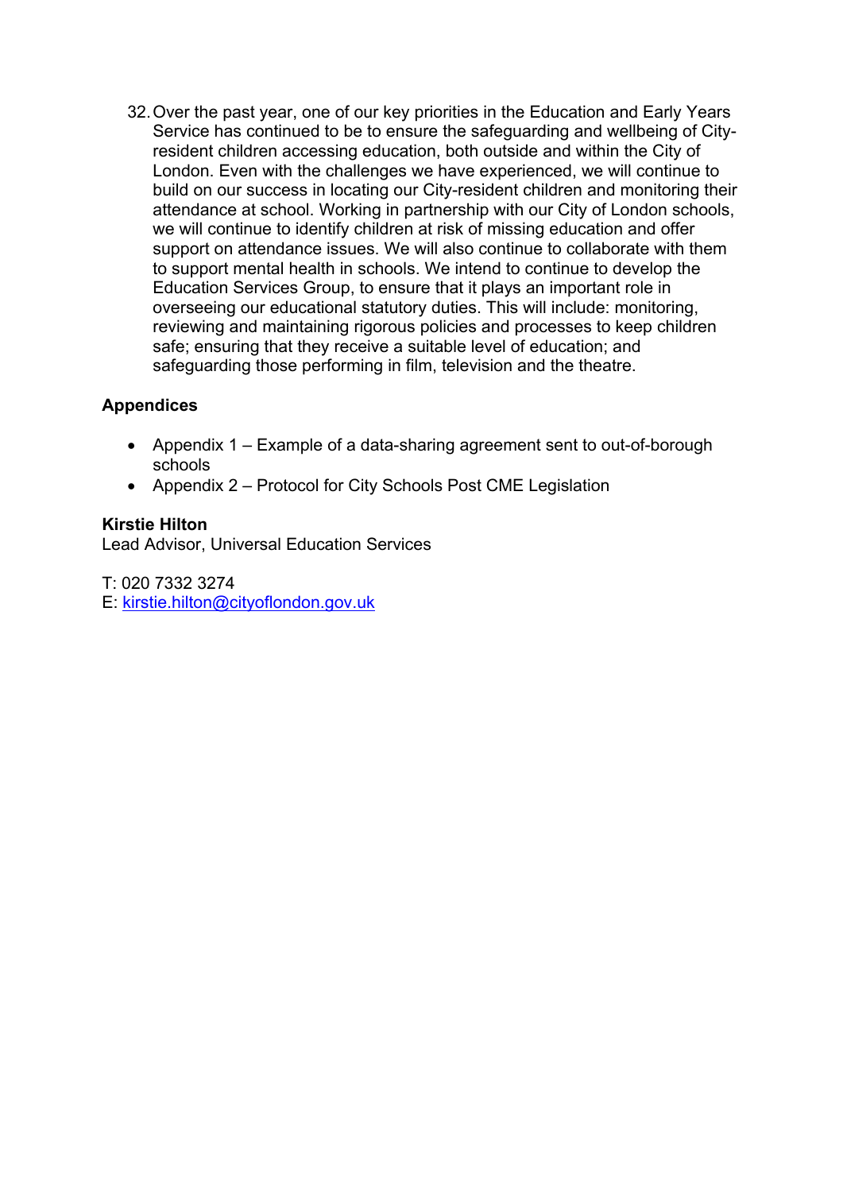32. Over the past year, one of our key priorities in the Education and Early Years Service has continued to be to ensure the safeguarding and wellbeing of City-resident children accessing education, both outside and within the City of London. Even with the challenges we have experienced, we will continue to build on our success in locating our City-resident children and monitoring their attendance at school. Working in partnership with our City of London schools, we will continue to identify children at risk of missing education and offer support on attendance issues. We will also continue to collaborate with them to support mental health in schools. We intend to continue to develop the Education Services Group, to ensure that it plays an important role in overseeing our educational statutory duties. This will include: monitoring, reviewing and maintaining rigorous policies and processes to keep children safe; ensuring that they receive a suitable level of education; and safeguarding those performing in film, television and the theatre.

**Appendices**

- Appendix 1 – Example of a data-sharing agreement sent to out-of-borough schools
- Appendix 2 – Protocol for City Schools Post CME Legislation

**Kirstie Hilton**
Lead Advisor, Universal Education Services

T: 020 7332 3274
E: kirstie.hilton@cityoflondon.gov.uk